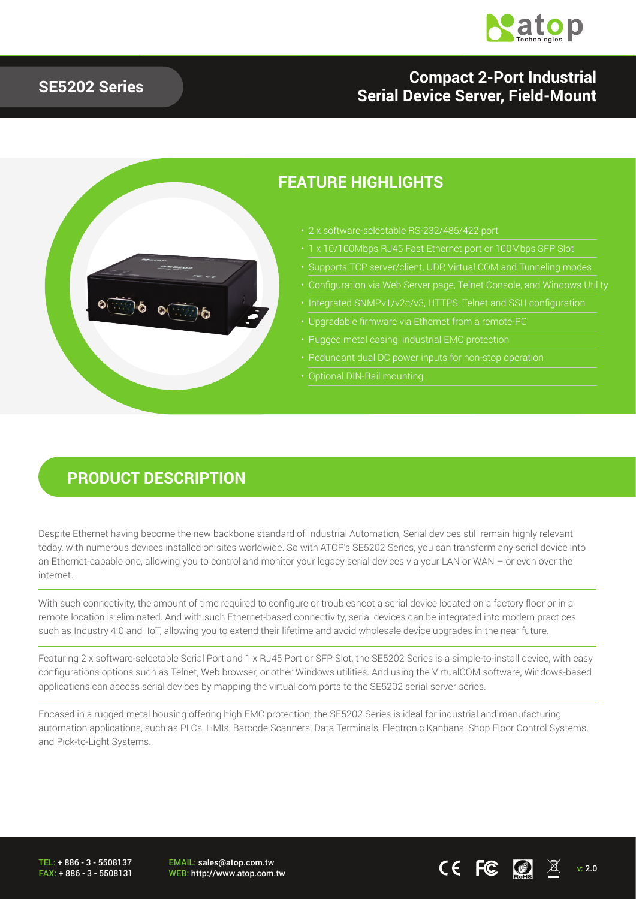## SE5202 Series

# Compact 2-Port Industrial Serial Device Server, Field-Mount

## FEATURE HIGHLIGHTS

- 2 x software-selectable RS-232/485/422 port
- 1 x 10/100Mbps RJ45 Fast Ethernet port or 100Mbps SFP Slot
- Supports TCP server/client, UDP, Virtual COM and Tunneling modes
- Configuration via Web Server page, Telnet Console, and Windows Utility
- Integrated SNMPv1/v2c/v3, HTTPS, Telnet and SSH configuration
- Upgradable firmware via Ethernet from a remote-PC
- Rugged metal casing; industrial EMC protection
- Redundant dual DC power inputs for non-stop operation
- Optional DIN-Rail mounting

## PRODUCT DESCRIPTION

Despite Ethernet having become the new backbone standard of Industrial Automation, Serial devices still remain highly relevant today, with numerous devices installed on sites worldwide. So with ATOP's SE5202 Series, you can transform any serial device into an Ethernet-capable one, allowing you to control and monitor your legacy serial devices via your LAN or WAN – or even over the internet.

With such connectivity, the amount of time required to configure or troubleshoot a serial device located on a factory floor or in a remote location is eliminated. And with such Ethernet-based connectivity, serial devices can be integrated into modern practices such as Industry 4.0 and IIoT, allowing you to extend their lifetime and avoid wholesale device upgrades in the near future.

Featuring 2 x software-selectable Serial Port and 1 x RJ45 Port or SFP Slot, the SE5202 Series is a simple-to-install device, with easy configurations options such as Telnet, Web browser, or other Windows utilities. And using the VirtualCOM software, Windows-based applications can access serial devices by mapping the virtual com ports to the SE5202 serial server series.

Encased in a rugged metal housing offering high EMC protection, the SE5202 Series is ideal for industrial and manufacturing automation applications, such as PLCs, HMIs, Barcode Scanners, Data Terminals, Electronic Kanbans, Shop Floor Control Systems, and Pick-to-Light Systems.

TEL: + 886 - 3 - 5508137
FAX: + 886 - 3 - 5508131

EMAIL: sales@atop.com.tw
WEB: http://www.atop.com.tw

v: 2.0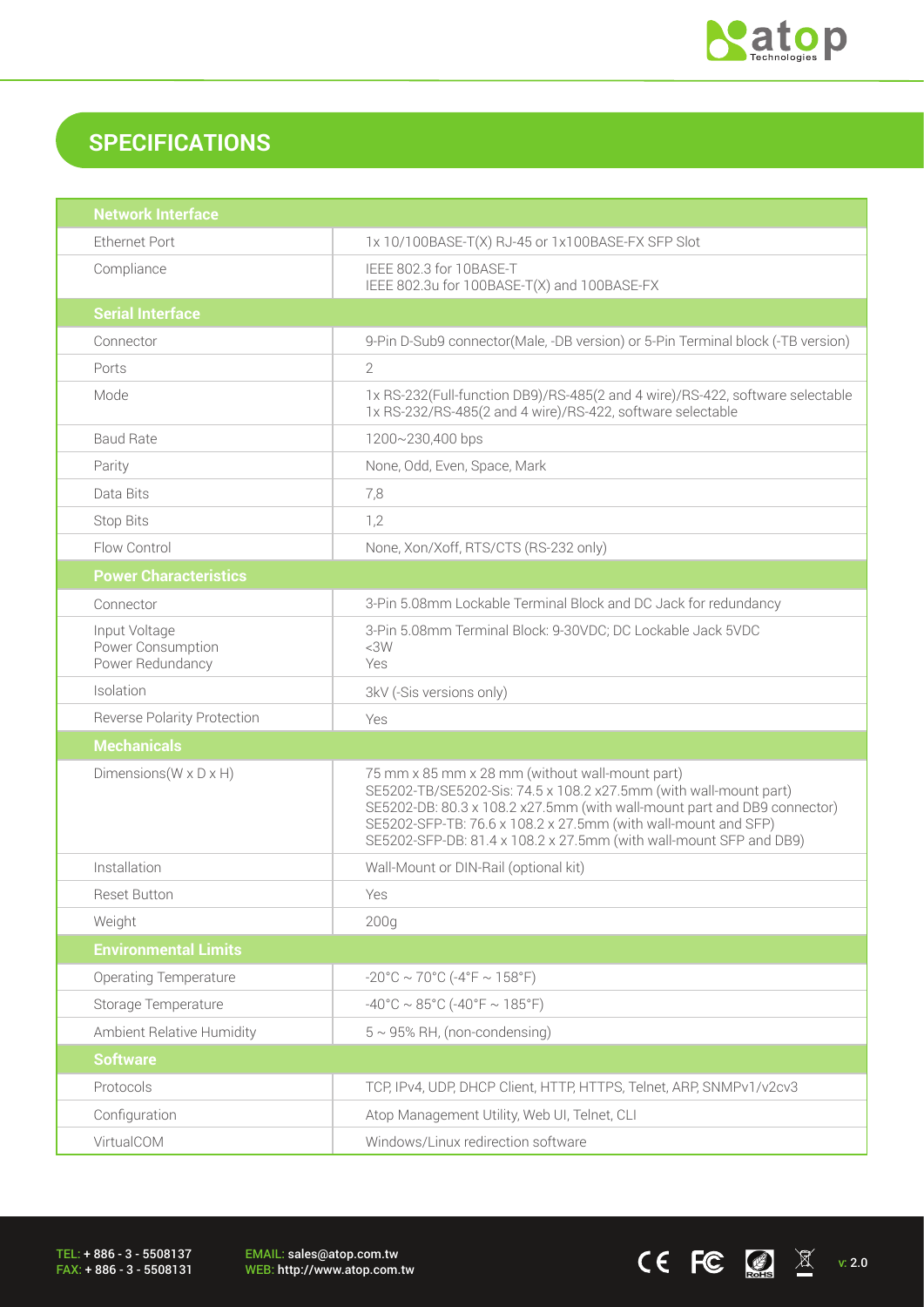## SPECIFICATIONS

| Network Interface | |
|---|---|
| Ethernet Port | 1x 10/100BASE-T(X) RJ-45 or 1x100BASE-FX SFP Slot |
| Compliance | IEEE 802.3 for 10BASE-T<br>IEEE 802.3u for 100BASE-T(X) and 100BASE-FX |
| **Serial Interface** | |
| Connector | 9-Pin D-Sub9 connector(Male, -DB version) or 5-Pin Terminal block (-TB version) |
| Ports | 2 |
| Mode | 1x RS-232(Full-function DB9)/RS-485(2 and 4 wire)/RS-422, software selectable<br>1x RS-232/RS-485(2 and 4 wire)/RS-422, software selectable |
| Baud Rate | 1200~230,400 bps |
| Parity | None, Odd, Even, Space, Mark |
| Data Bits | 7,8 |
| Stop Bits | 1,2 |
| Flow Control | None, Xon/Xoff, RTS/CTS (RS-232 only) |
| **Power Characteristics** | |
| Connector | 3-Pin 5.08mm Lockable Terminal Block and DC Jack for redundancy |
| Input Voltage<br>Power Consumption<br>Power Redundancy | 3-Pin 5.08mm Terminal Block: 9-30VDC; DC Lockable Jack 5VDC<br><3W<br>Yes |
| Isolation | 3kV (-Sis versions only) |
| Reverse Polarity Protection | Yes |
| **Mechanicals** | |
| Dimensions(W x D x H) | 75 mm x 85 mm x 28 mm (without wall-mount part)<br>SE5202-TB/SE5202-Sis: 74.5 x 108.2 x27.5mm (with wall-mount part)<br>SE5202-DB: 80.3 x 108.2 x27.5mm (with wall-mount part and DB9 connector)<br>SE5202-SFP-TB: 76.6 x 108.2 x 27.5mm (with wall-mount and SFP)<br>SE5202-SFP-DB: 81.4 x 108.2 x 27.5mm (with wall-mount SFP and DB9) |
| Installation | Wall-Mount or DIN-Rail (optional kit) |
| Reset Button | Yes |
| Weight | 200g |
| **Environmental Limits** | |
| Operating Temperature | -20°C ~ 70°C (-4°F ~ 158°F) |
| Storage Temperature | -40°C ~ 85°C (-40°F ~ 185°F) |
| Ambient Relative Humidity | 5 ~ 95% RH, (non-condensing) |
| **Software** | |
| Protocols | TCP, IPv4, UDP, DHCP Client, HTTP, HTTPS, Telnet, ARP, SNMPv1/v2cv3 |
| Configuration | Atop Management Utility, Web UI, Telnet, CLI |
| VirtualCOM | Windows/Linux redirection software |

TEL: + 886 - 3 - 5508137
FAX: + 886 - 3 - 5508131

EMAIL: sales@atop.com.tw
WEB: http://www.atop.com.tw

v: 2.0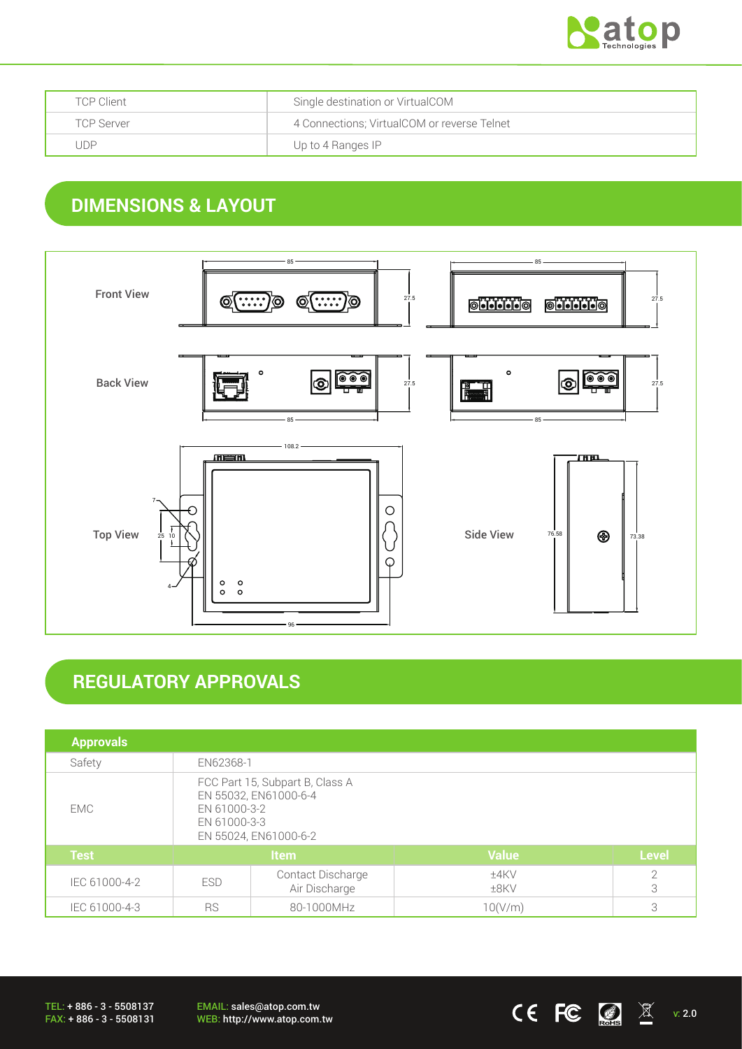| TCP Client | Single destination or VirtualCOM |
|---|---|
| TCP Server | 4 Connections; VirtualCOM or reverse Telnet |
| UDP | Up to 4 Ranges IP |

## DIMENSIONS & LAYOUT

Front View

Back View

Top View

Side View

## REGULATORY APPROVALS

| Approvals | | | | |
|---|---|---|---|---|
| Safety | EN62368-1 | | | |
| EMC | FCC Part 15, Subpart B, Class A<br>EN 55032, EN61000-6-4<br>EN 61000-3-2<br>EN 61000-3-3<br>EN 55024, EN61000-6-2 | | | |
| **Test** | **Item** | | **Value** | **Level** |
| IEC 61000-4-2 | ESD | Contact Discharge<br>Air Discharge | ±4KV<br>±8KV | 2<br>3 |
| IEC 61000-4-3 | RS | 80-1000MHz | 10(V/m) | 3 |

TEL: + 886 - 3 - 5508137
FAX: + 886 - 3 - 5508131

EMAIL: sales@atop.com.tw
WEB: http://www.atop.com.tw

v: 2.0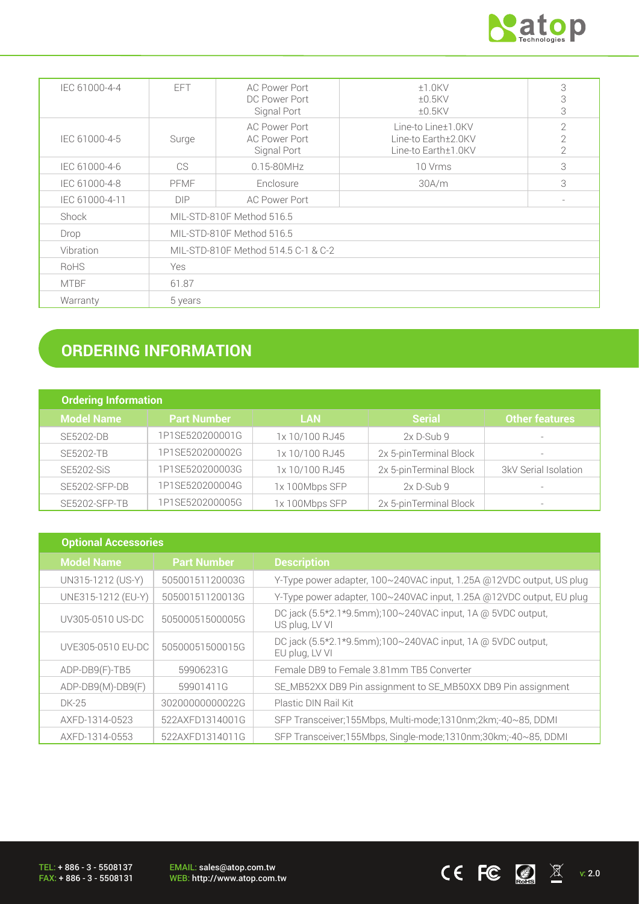| | | | | |
|---|---|---|---|---|
| IEC 61000-4-4 | EFT | AC Power Port<br>DC Power Port<br>Signal Port | ±1.0KV<br>±0.5KV<br>±0.5KV | 3<br>3<br>3 |
| IEC 61000-4-5 | Surge | AC Power Port<br>AC Power Port<br>Signal Port | Line-to Line±1.0KV<br>Line-to Earth±2.0KV<br>Line-to Earth±1.0KV | 2<br>2<br>2 |
| IEC 61000-4-6 | CS | 0.15-80MHz | 10 Vrms | 3 |
| IEC 61000-4-8 | PFMF | Enclosure | 30A/m | 3 |
| IEC 61000-4-11 | DIP | AC Power Port | | - |
| Shock | MIL-STD-810F Method 516.5 | | | |
| Drop | MIL-STD-810F Method 516.5 | | | |
| Vibration | MIL-STD-810F Method 514.5 C-1 & C-2 | | | |
| RoHS | Yes | | | |
| MTBF | 61.87 | | | |
| Warranty | 5 years | | | |

## ORDERING INFORMATION

**Ordering Information**

| Model Name | Part Number | LAN | Serial | Other features |
|---|---|---|---|---|
| SE5202-DB | 1P1SE520200001G | 1x 10/100 RJ45 | 2x D-Sub 9 | - |
| SE5202-TB | 1P1SE520200002G | 1x 10/100 RJ45 | 2x 5-pinTerminal Block | - |
| SE5202-SiS | 1P1SE520200003G | 1x 10/100 RJ45 | 2x 5-pinTerminal Block | 3kV Serial Isolation |
| SE5202-SFP-DB | 1P1SE520200004G | 1x 100Mbps SFP | 2x D-Sub 9 | - |
| SE5202-SFP-TB | 1P1SE520200005G | 1x 100Mbps SFP | 2x 5-pinTerminal Block | - |

**Optional Accessories**

| Model Name | Part Number | Description |
|---|---|---|
| UN315-1212 (US-Y) | 50500151120003G | Y-Type power adapter, 100~240VAC input, 1.25A @12VDC output, US plug |
| UNE315-1212 (EU-Y) | 50500151120013G | Y-Type power adapter, 100~240VAC input, 1.25A @12VDC output, EU plug |
| UV305-0510 US-DC | 50500051500005G | DC jack (5.5*2.1*9.5mm);100~240VAC input, 1A @ 5VDC output, US plug, LV VI |
| UVE305-0510 EU-DC | 50500051500015G | DC jack (5.5*2.1*9.5mm);100~240VAC input, 1A @ 5VDC output, EU plug, LV VI |
| ADP-DB9(F)-TB5 | 59906231G | Female DB9 to Female 3.81mm TB5 Converter |
| ADP-DB9(M)-DB9(F) | 59901411G | SE_MB52XX DB9 Pin assignment to SE_MB50XX DB9 Pin assignment |
| DK-25 | 30200000000022G | Plastic DIN Rail Kit |
| AXFD-1314-0523 | 522AXFD1314001G | SFP Transceiver;155Mbps, Multi-mode;1310nm;2km;-40~85, DDMI |
| AXFD-1314-0553 | 522AXFD1314011G | SFP Transceiver;155Mbps, Single-mode;1310nm;30km;-40~85, DDMI |

TEL: + 886 - 3 - 5508137
FAX: + 886 - 3 - 5508131

EMAIL: sales@atop.com.tw
WEB: http://www.atop.com.tw

v: 2.0